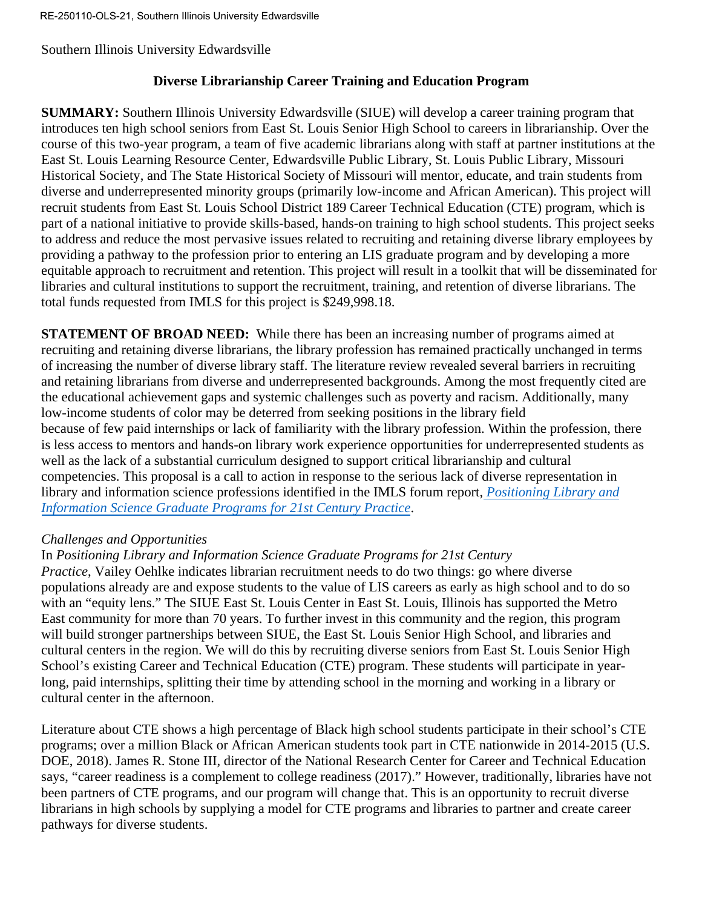Southern Illinois University Edwardsville

## Diverse Librarianship Career Training and Education Program

**SUMMARY:** Southern Illinois University Edwardsville (SIUE) will develop a career training program that introduces ten high school seniors from East St. Louis Senior High School to careers in librarianship. Over the course of this two-year program, a team of five academic librarians along with staff at partner institutions at the East St. Louis Learning Resource Center, Edwardsville Public Library, St. Louis Public Library, Missouri Historical Society, and The State Historical Society of Missouri will mentor, educate, and train students from diverse and underrepresented minority groups (primarily low-income and African American). This project will recruit students from East St. Louis School District 189 Career Technical Education (CTE) program, which is part of a national initiative to provide skills-based, hands-on training to high school students. This project seeks to address and reduce the most pervasive issues related to recruiting and retaining diverse library employees by providing a pathway to the profession prior to entering an LIS graduate program and by developing a more equitable approach to recruitment and retention. This project will result in a toolkit that will be disseminated for libraries and cultural institutions to support the recruitment, training, and retention of diverse librarians. The total funds requested from IMLS for this project is $249,998.18.

**STATEMENT OF BROAD NEED:** While there has been an increasing number of programs aimed at recruiting and retaining diverse librarians, the library profession has remained practically unchanged in terms of increasing the number of diverse library staff. The literature review revealed several barriers in recruiting and retaining librarians from diverse and underrepresented backgrounds. Among the most frequently cited are the educational achievement gaps and systemic challenges such as poverty and racism. Additionally, many low-income students of color may be deterred from seeking positions in the library field because of few paid internships or lack of familiarity with the library profession. Within the profession, there is less access to mentors and hands-on library work experience opportunities for underrepresented students as well as the lack of a substantial curriculum designed to support critical librarianship and cultural competencies. This proposal is a call to action in response to the serious lack of diverse representation in library and information science professions identified in the IMLS forum report, *Positioning Library and Information Science Graduate Programs for 21st Century Practice*.

*Challenges and Opportunities*

In *Positioning Library and Information Science Graduate Programs for 21st Century Practice*, Vailey Oehlke indicates librarian recruitment needs to do two things: go where diverse populations already are and expose students to the value of LIS careers as early as high school and to do so with an "equity lens." The SIUE East St. Louis Center in East St. Louis, Illinois has supported the Metro East community for more than 70 years. To further invest in this community and the region, this program will build stronger partnerships between SIUE, the East St. Louis Senior High School, and libraries and cultural centers in the region. We will do this by recruiting diverse seniors from East St. Louis Senior High School's existing Career and Technical Education (CTE) program. These students will participate in year-long, paid internships, splitting their time by attending school in the morning and working in a library or cultural center in the afternoon.

Literature about CTE shows a high percentage of Black high school students participate in their school's CTE programs; over a million Black or African American students took part in CTE nationwide in 2014-2015 (U.S. DOE, 2018). James R. Stone III, director of the National Research Center for Career and Technical Education says, "career readiness is a complement to college readiness (2017)." However, traditionally, libraries have not been partners of CTE programs, and our program will change that. This is an opportunity to recruit diverse librarians in high schools by supplying a model for CTE programs and libraries to partner and create career pathways for diverse students.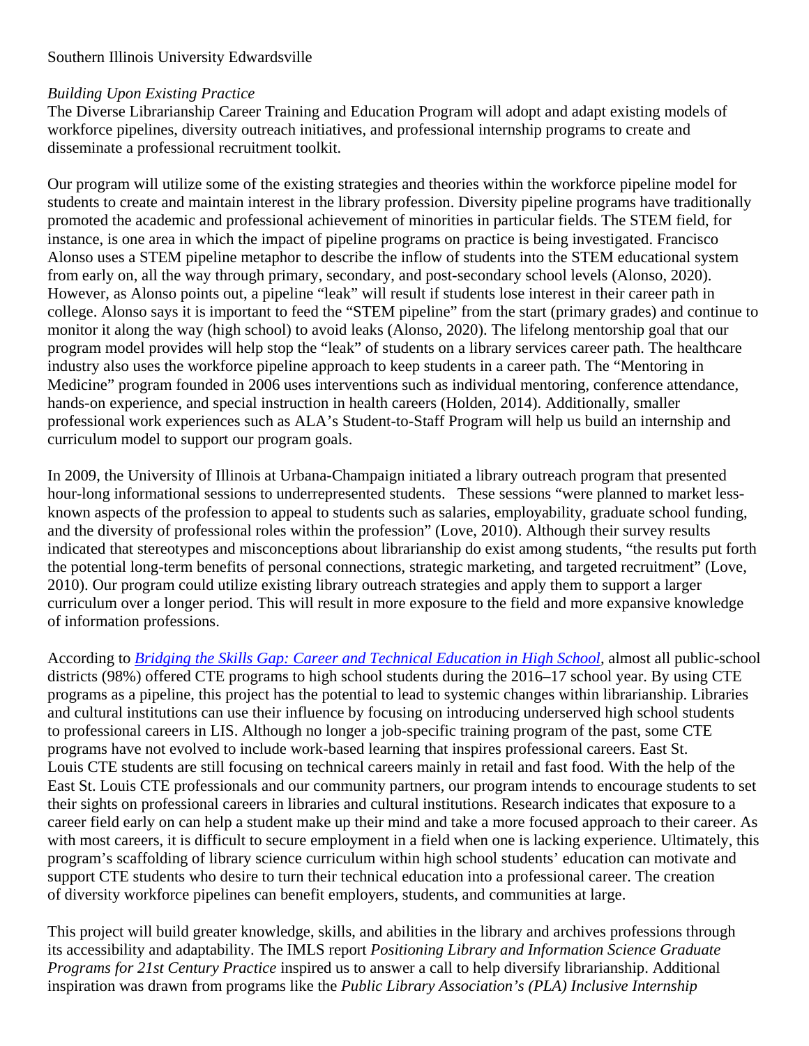Southern Illinois University Edwardsville

*Building Upon Existing Practice*

The Diverse Librarianship Career Training and Education Program will adopt and adapt existing models of workforce pipelines, diversity outreach initiatives, and professional internship programs to create and disseminate a professional recruitment toolkit.

Our program will utilize some of the existing strategies and theories within the workforce pipeline model for students to create and maintain interest in the library profession. Diversity pipeline programs have traditionally promoted the academic and professional achievement of minorities in particular fields. The STEM field, for instance, is one area in which the impact of pipeline programs on practice is being investigated. Francisco Alonso uses a STEM pipeline metaphor to describe the inflow of students into the STEM educational system from early on, all the way through primary, secondary, and post-secondary school levels (Alonso, 2020). However, as Alonso points out, a pipeline "leak" will result if students lose interest in their career path in college. Alonso says it is important to feed the "STEM pipeline" from the start (primary grades) and continue to monitor it along the way (high school) to avoid leaks (Alonso, 2020). The lifelong mentorship goal that our program model provides will help stop the "leak" of students on a library services career path. The healthcare industry also uses the workforce pipeline approach to keep students in a career path. The "Mentoring in Medicine" program founded in 2006 uses interventions such as individual mentoring, conference attendance, hands-on experience, and special instruction in health careers (Holden, 2014). Additionally, smaller professional work experiences such as ALA's Student-to-Staff Program will help us build an internship and curriculum model to support our program goals.

In 2009, the University of Illinois at Urbana-Champaign initiated a library outreach program that presented hour-long informational sessions to underrepresented students. These sessions "were planned to market less-known aspects of the profession to appeal to students such as salaries, employability, graduate school funding, and the diversity of professional roles within the profession" (Love, 2010). Although their survey results indicated that stereotypes and misconceptions about librarianship do exist among students, "the results put forth the potential long-term benefits of personal connections, strategic marketing, and targeted recruitment" (Love, 2010). Our program could utilize existing library outreach strategies and apply them to support a larger curriculum over a longer period. This will result in more exposure to the field and more expansive knowledge of information professions.

According to *Bridging the Skills Gap: Career and Technical Education in High School*, almost all public-school districts (98%) offered CTE programs to high school students during the 2016–17 school year. By using CTE programs as a pipeline, this project has the potential to lead to systemic changes within librarianship. Libraries and cultural institutions can use their influence by focusing on introducing underserved high school students to professional careers in LIS. Although no longer a job-specific training program of the past, some CTE programs have not evolved to include work-based learning that inspires professional careers. East St. Louis CTE students are still focusing on technical careers mainly in retail and fast food. With the help of the East St. Louis CTE professionals and our community partners, our program intends to encourage students to set their sights on professional careers in libraries and cultural institutions. Research indicates that exposure to a career field early on can help a student make up their mind and take a more focused approach to their career. As with most careers, it is difficult to secure employment in a field when one is lacking experience. Ultimately, this program's scaffolding of library science curriculum within high school students' education can motivate and support CTE students who desire to turn their technical education into a professional career. The creation of diversity workforce pipelines can benefit employers, students, and communities at large.

This project will build greater knowledge, skills, and abilities in the library and archives professions through its accessibility and adaptability. The IMLS report *Positioning Library and Information Science Graduate Programs for 21st Century Practice* inspired us to answer a call to help diversify librarianship. Additional inspiration was drawn from programs like the *Public Library Association's (PLA) Inclusive Internship*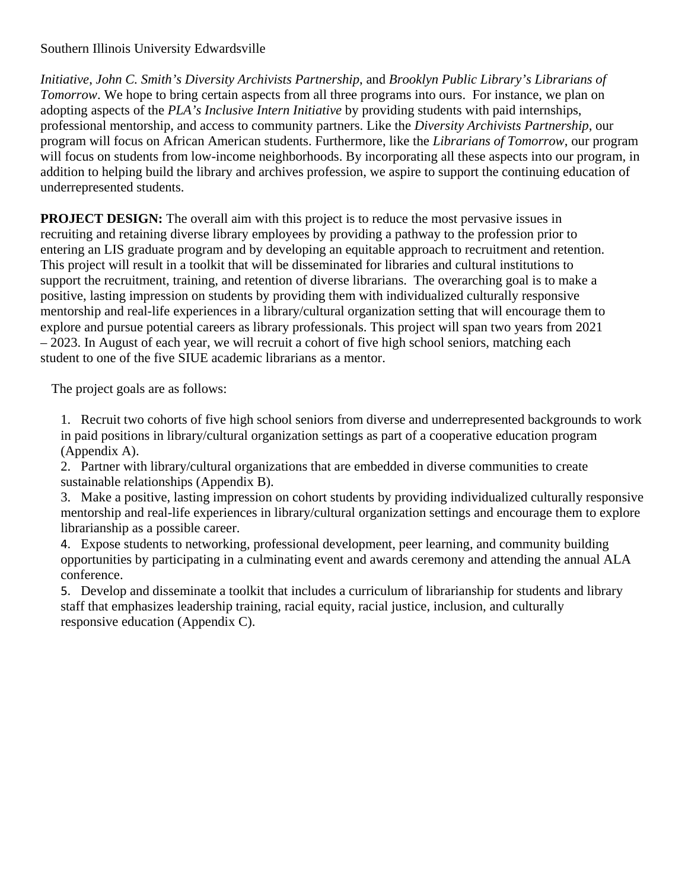*Initiative*, *John C. Smith's Diversity Archivists Partnership*, and *Brooklyn Public Library's Librarians of Tomorrow*. We hope to bring certain aspects from all three programs into ours. For instance, we plan on adopting aspects of the *PLA's Inclusive Intern Initiative* by providing students with paid internships, professional mentorship, and access to community partners. Like the *Diversity Archivists Partnership*, our program will focus on African American students. Furthermore, like the *Librarians of Tomorrow*, our program will focus on students from low-income neighborhoods. By incorporating all these aspects into our program, in addition to helping build the library and archives profession, we aspire to support the continuing education of underrepresented students.

**PROJECT DESIGN:** The overall aim with this project is to reduce the most pervasive issues in recruiting and retaining diverse library employees by providing a pathway to the profession prior to entering an LIS graduate program and by developing an equitable approach to recruitment and retention. This project will result in a toolkit that will be disseminated for libraries and cultural institutions to support the recruitment, training, and retention of diverse librarians. The overarching goal is to make a positive, lasting impression on students by providing them with individualized culturally responsive mentorship and real-life experiences in a library/cultural organization setting that will encourage them to explore and pursue potential careers as library professionals. This project will span two years from 2021 – 2023. In August of each year, we will recruit a cohort of five high school seniors, matching each student to one of the five SIUE academic librarians as a mentor.

The project goals are as follows:

1. Recruit two cohorts of five high school seniors from diverse and underrepresented backgrounds to work in paid positions in library/cultural organization settings as part of a cooperative education program (Appendix A).
2. Partner with library/cultural organizations that are embedded in diverse communities to create sustainable relationships (Appendix B).
3. Make a positive, lasting impression on cohort students by providing individualized culturally responsive mentorship and real-life experiences in library/cultural organization settings and encourage them to explore librarianship as a possible career.
4. Expose students to networking, professional development, peer learning, and community building opportunities by participating in a culminating event and awards ceremony and attending the annual ALA conference.
5. Develop and disseminate a toolkit that includes a curriculum of librarianship for students and library staff that emphasizes leadership training, racial equity, racial justice, inclusion, and culturally responsive education (Appendix C).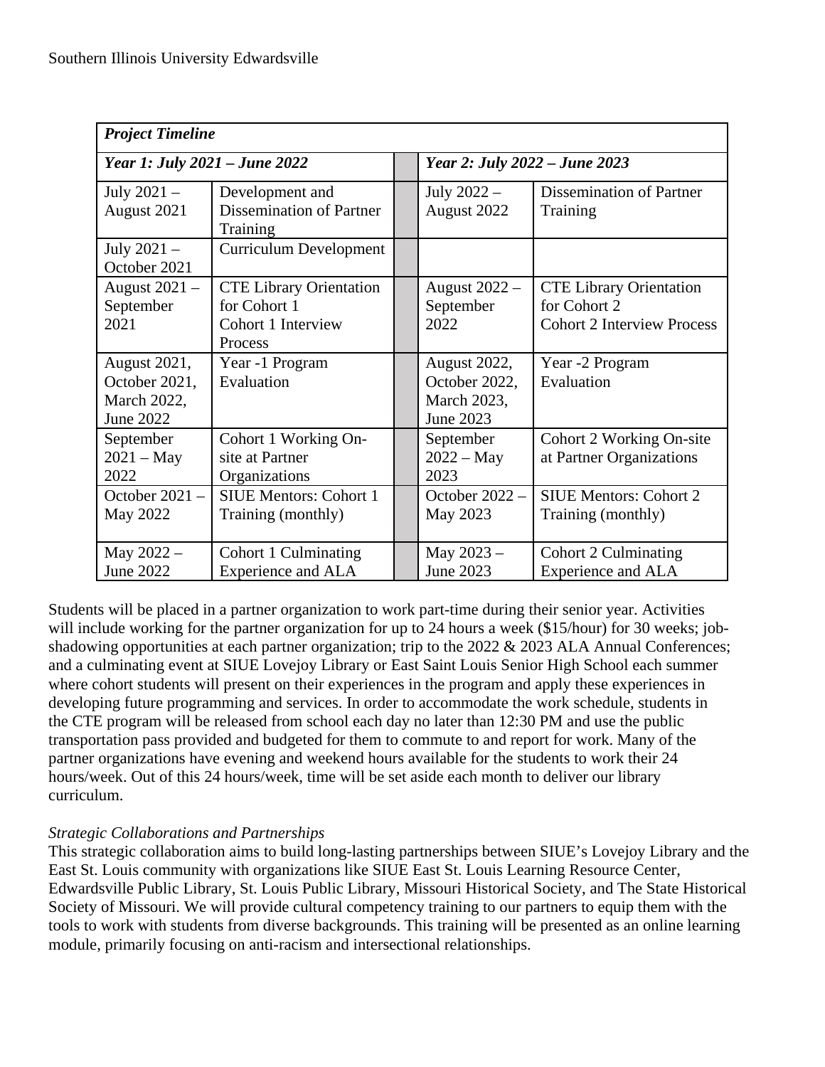| ***Project Timeline*** | | | | |
|---|---|---|---|---|
| ***Year 1: July 2021 – June 2022*** | | | ***Year 2: July 2022 – June 2023*** | |
| July 2021 – August 2021 | Development and Dissemination of Partner Training | | July 2022 – August 2022 | Dissemination of Partner Training |
| July 2021 – October 2021 | Curriculum Development | | | |
| August 2021 – September 2021 | CTE Library Orientation for Cohort 1 Cohort 1 Interview Process | | August 2022 – September 2022 | CTE Library Orientation for Cohort 2 Cohort 2 Interview Process |
| August 2021, October 2021, March 2022, June 2022 | Year -1 Program Evaluation | | August 2022, October 2022, March 2023, June 2023 | Year -2 Program Evaluation |
| September 2021 – May 2022 | Cohort 1 Working On-site at Partner Organizations | | September 2022 – May 2023 | Cohort 2 Working On-site at Partner Organizations |
| October 2021 – May 2022 | SIUE Mentors: Cohort 1 Training (monthly) | | October 2022 – May 2023 | SIUE Mentors: Cohort 2 Training (monthly) |
| May 2022 – June 2022 | Cohort 1 Culminating Experience and ALA | | May 2023 – June 2023 | Cohort 2 Culminating Experience and ALA |

Students will be placed in a partner organization to work part-time during their senior year. Activities will include working for the partner organization for up to 24 hours a week ($15/hour) for 30 weeks; job-shadowing opportunities at each partner organization; trip to the 2022 & 2023 ALA Annual Conferences; and a culminating event at SIUE Lovejoy Library or East Saint Louis Senior High School each summer where cohort students will present on their experiences in the program and apply these experiences in developing future programming and services. In order to accommodate the work schedule, students in the CTE program will be released from school each day no later than 12:30 PM and use the public transportation pass provided and budgeted for them to commute to and report for work. Many of the partner organizations have evening and weekend hours available for the students to work their 24 hours/week. Out of this 24 hours/week, time will be set aside each month to deliver our library curriculum.

*Strategic Collaborations and Partnerships*

This strategic collaboration aims to build long-lasting partnerships between SIUE's Lovejoy Library and the East St. Louis community with organizations like SIUE East St. Louis Learning Resource Center, Edwardsville Public Library, St. Louis Public Library, Missouri Historical Society, and The State Historical Society of Missouri. We will provide cultural competency training to our partners to equip them with the tools to work with students from diverse backgrounds. This training will be presented as an online learning module, primarily focusing on anti-racism and intersectional relationships.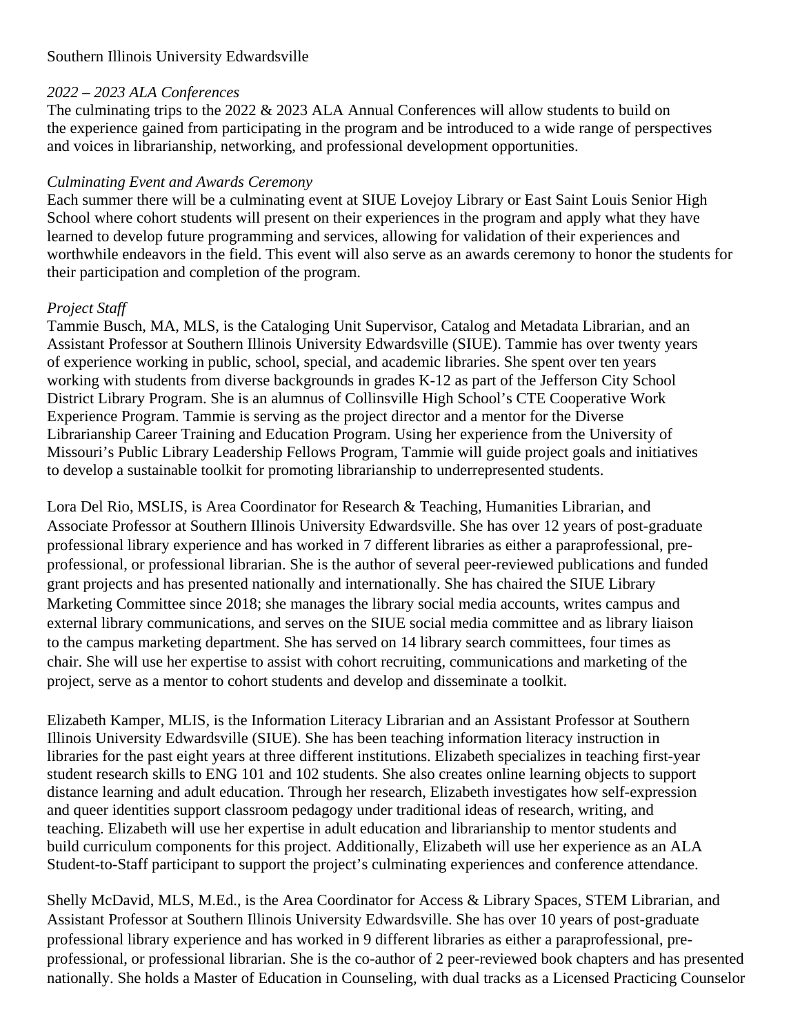Southern Illinois University Edwardsville

*2022 – 2023 ALA Conferences*

The culminating trips to the 2022 & 2023 ALA Annual Conferences will allow students to build on the experience gained from participating in the program and be introduced to a wide range of perspectives and voices in librarianship, networking, and professional development opportunities.

*Culminating Event and Awards Ceremony*

Each summer there will be a culminating event at SIUE Lovejoy Library or East Saint Louis Senior High School where cohort students will present on their experiences in the program and apply what they have learned to develop future programming and services, allowing for validation of their experiences and worthwhile endeavors in the field. This event will also serve as an awards ceremony to honor the students for their participation and completion of the program.

*Project Staff*

Tammie Busch, MA, MLS, is the Cataloging Unit Supervisor, Catalog and Metadata Librarian, and an Assistant Professor at Southern Illinois University Edwardsville (SIUE). Tammie has over twenty years of experience working in public, school, special, and academic libraries. She spent over ten years working with students from diverse backgrounds in grades K-12 as part of the Jefferson City School District Library Program. She is an alumnus of Collinsville High School's CTE Cooperative Work Experience Program. Tammie is serving as the project director and a mentor for the Diverse Librarianship Career Training and Education Program. Using her experience from the University of Missouri's Public Library Leadership Fellows Program, Tammie will guide project goals and initiatives to develop a sustainable toolkit for promoting librarianship to underrepresented students.

Lora Del Rio, MSLIS, is Area Coordinator for Research & Teaching, Humanities Librarian, and Associate Professor at Southern Illinois University Edwardsville. She has over 12 years of post-graduate professional library experience and has worked in 7 different libraries as either a paraprofessional, pre-professional, or professional librarian. She is the author of several peer-reviewed publications and funded grant projects and has presented nationally and internationally. She has chaired the SIUE Library Marketing Committee since 2018; she manages the library social media accounts, writes campus and external library communications, and serves on the SIUE social media committee and as library liaison to the campus marketing department. She has served on 14 library search committees, four times as chair. She will use her expertise to assist with cohort recruiting, communications and marketing of the project, serve as a mentor to cohort students and develop and disseminate a toolkit.

Elizabeth Kamper, MLIS, is the Information Literacy Librarian and an Assistant Professor at Southern Illinois University Edwardsville (SIUE). She has been teaching information literacy instruction in libraries for the past eight years at three different institutions. Elizabeth specializes in teaching first-year student research skills to ENG 101 and 102 students. She also creates online learning objects to support distance learning and adult education. Through her research, Elizabeth investigates how self-expression and queer identities support classroom pedagogy under traditional ideas of research, writing, and teaching. Elizabeth will use her expertise in adult education and librarianship to mentor students and build curriculum components for this project. Additionally, Elizabeth will use her experience as an ALA Student-to-Staff participant to support the project's culminating experiences and conference attendance.

Shelly McDavid, MLS, M.Ed., is the Area Coordinator for Access & Library Spaces, STEM Librarian, and Assistant Professor at Southern Illinois University Edwardsville. She has over 10 years of post-graduate professional library experience and has worked in 9 different libraries as either a paraprofessional, pre-professional, or professional librarian. She is the co-author of 2 peer-reviewed book chapters and has presented nationally. She holds a Master of Education in Counseling, with dual tracks as a Licensed Practicing Counselor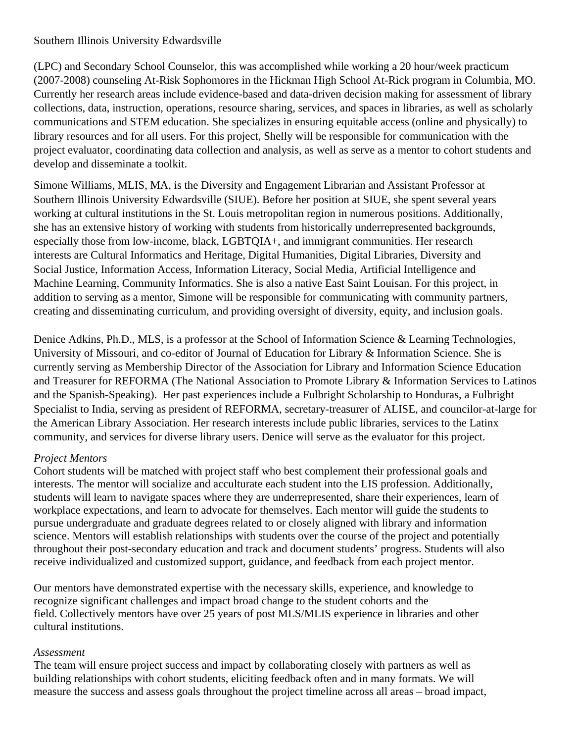(LPC) and Secondary School Counselor, this was accomplished while working a 20 hour/week practicum (2007-2008) counseling At-Risk Sophomores in the Hickman High School At-Rick program in Columbia, MO. Currently her research areas include evidence-based and data-driven decision making for assessment of library collections, data, instruction, operations, resource sharing, services, and spaces in libraries, as well as scholarly communications and STEM education. She specializes in ensuring equitable access (online and physically) to library resources and for all users. For this project, Shelly will be responsible for communication with the project evaluator, coordinating data collection and analysis, as well as serve as a mentor to cohort students and develop and disseminate a toolkit.

Simone Williams, MLIS, MA, is the Diversity and Engagement Librarian and Assistant Professor at Southern Illinois University Edwardsville (SIUE). Before her position at SIUE, she spent several years working at cultural institutions in the St. Louis metropolitan region in numerous positions. Additionally, she has an extensive history of working with students from historically underrepresented backgrounds, especially those from low-income, black, LGBTQIA+, and immigrant communities. Her research interests are Cultural Informatics and Heritage, Digital Humanities, Digital Libraries, Diversity and Social Justice, Information Access, Information Literacy, Social Media, Artificial Intelligence and Machine Learning, Community Informatics. She is also a native East Saint Louisan. For this project, in addition to serving as a mentor, Simone will be responsible for communicating with community partners, creating and disseminating curriculum, and providing oversight of diversity, equity, and inclusion goals.

Denice Adkins, Ph.D., MLS, is a professor at the School of Information Science & Learning Technologies, University of Missouri, and co-editor of Journal of Education for Library & Information Science. She is currently serving as Membership Director of the Association for Library and Information Science Education and Treasurer for REFORMA (The National Association to Promote Library & Information Services to Latinos and the Spanish-Speaking). Her past experiences include a Fulbright Scholarship to Honduras, a Fulbright Specialist to India, serving as president of REFORMA, secretary-treasurer of ALISE, and councilor-at-large for the American Library Association. Her research interests include public libraries, services to the Latinx community, and services for diverse library users. Denice will serve as the evaluator for this project.

*Project Mentors*

Cohort students will be matched with project staff who best complement their professional goals and interests. The mentor will socialize and acculturate each student into the LIS profession. Additionally, students will learn to navigate spaces where they are underrepresented, share their experiences, learn of workplace expectations, and learn to advocate for themselves. Each mentor will guide the students to pursue undergraduate and graduate degrees related to or closely aligned with library and information science. Mentors will establish relationships with students over the course of the project and potentially throughout their post-secondary education and track and document students' progress. Students will also receive individualized and customized support, guidance, and feedback from each project mentor.

Our mentors have demonstrated expertise with the necessary skills, experience, and knowledge to recognize significant challenges and impact broad change to the student cohorts and the field. Collectively mentors have over 25 years of post MLS/MLIS experience in libraries and other cultural institutions.

*Assessment*

The team will ensure project success and impact by collaborating closely with partners as well as building relationships with cohort students, eliciting feedback often and in many formats. We will measure the success and assess goals throughout the project timeline across all areas – broad impact,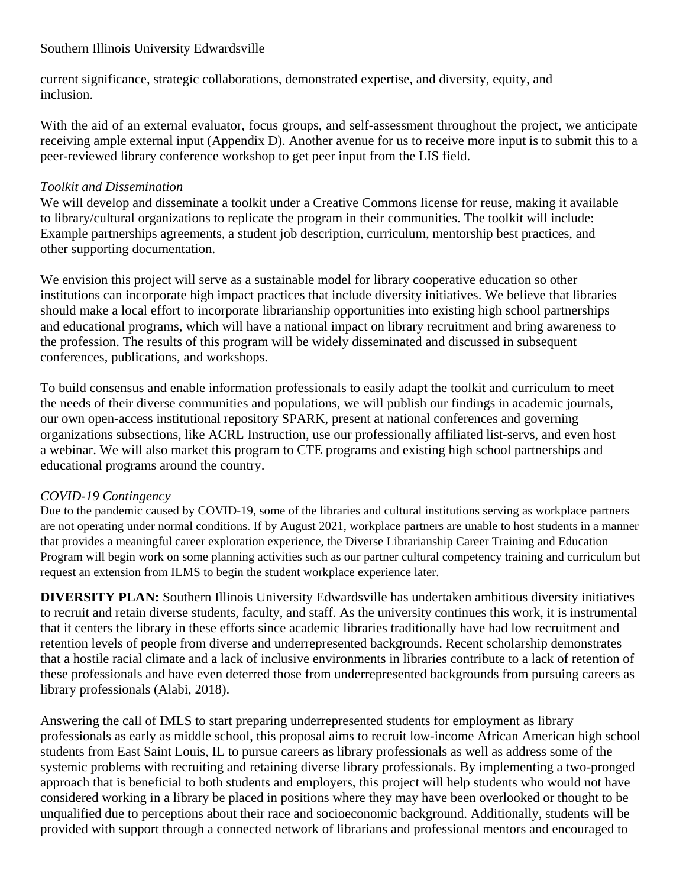current significance, strategic collaborations, demonstrated expertise, and diversity, equity, and inclusion.

With the aid of an external evaluator, focus groups, and self-assessment throughout the project, we anticipate receiving ample external input (Appendix D). Another avenue for us to receive more input is to submit this to a peer-reviewed library conference workshop to get peer input from the LIS field.

*Toolkit and Dissemination*

We will develop and disseminate a toolkit under a Creative Commons license for reuse, making it available to library/cultural organizations to replicate the program in their communities. The toolkit will include: Example partnerships agreements, a student job description, curriculum, mentorship best practices, and other supporting documentation.

We envision this project will serve as a sustainable model for library cooperative education so other institutions can incorporate high impact practices that include diversity initiatives. We believe that libraries should make a local effort to incorporate librarianship opportunities into existing high school partnerships and educational programs, which will have a national impact on library recruitment and bring awareness to the profession. The results of this program will be widely disseminated and discussed in subsequent conferences, publications, and workshops.

To build consensus and enable information professionals to easily adapt the toolkit and curriculum to meet the needs of their diverse communities and populations, we will publish our findings in academic journals, our own open-access institutional repository SPARK, present at national conferences and governing organizations subsections, like ACRL Instruction, use our professionally affiliated list-servs, and even host a webinar. We will also market this program to CTE programs and existing high school partnerships and educational programs around the country.

*COVID-19 Contingency*

Due to the pandemic caused by COVID-19, some of the libraries and cultural institutions serving as workplace partners are not operating under normal conditions. If by August 2021, workplace partners are unable to host students in a manner that provides a meaningful career exploration experience, the Diverse Librarianship Career Training and Education Program will begin work on some planning activities such as our partner cultural competency training and curriculum but request an extension from ILMS to begin the student workplace experience later.

**DIVERSITY PLAN:** Southern Illinois University Edwardsville has undertaken ambitious diversity initiatives to recruit and retain diverse students, faculty, and staff. As the university continues this work, it is instrumental that it centers the library in these efforts since academic libraries traditionally have had low recruitment and retention levels of people from diverse and underrepresented backgrounds. Recent scholarship demonstrates that a hostile racial climate and a lack of inclusive environments in libraries contribute to a lack of retention of these professionals and have even deterred those from underrepresented backgrounds from pursuing careers as library professionals (Alabi, 2018).

Answering the call of IMLS to start preparing underrepresented students for employment as library professionals as early as middle school, this proposal aims to recruit low-income African American high school students from East Saint Louis, IL to pursue careers as library professionals as well as address some of the systemic problems with recruiting and retaining diverse library professionals. By implementing a two-pronged approach that is beneficial to both students and employers, this project will help students who would not have considered working in a library be placed in positions where they may have been overlooked or thought to be unqualified due to perceptions about their race and socioeconomic background. Additionally, students will be provided with support through a connected network of librarians and professional mentors and encouraged to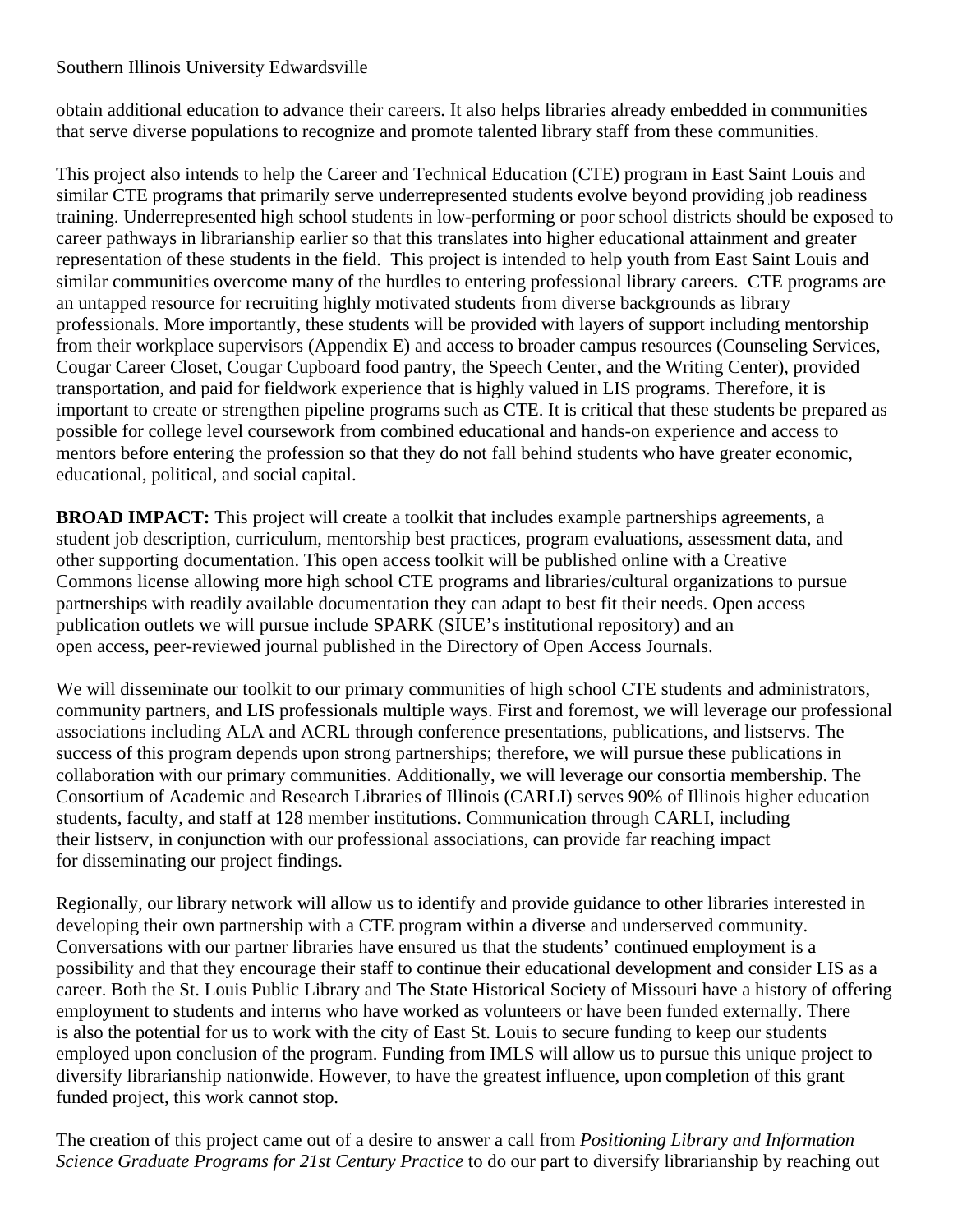obtain additional education to advance their careers. It also helps libraries already embedded in communities that serve diverse populations to recognize and promote talented library staff from these communities.

This project also intends to help the Career and Technical Education (CTE) program in East Saint Louis and similar CTE programs that primarily serve underrepresented students evolve beyond providing job readiness training. Underrepresented high school students in low-performing or poor school districts should be exposed to career pathways in librarianship earlier so that this translates into higher educational attainment and greater representation of these students in the field. This project is intended to help youth from East Saint Louis and similar communities overcome many of the hurdles to entering professional library careers. CTE programs are an untapped resource for recruiting highly motivated students from diverse backgrounds as library professionals. More importantly, these students will be provided with layers of support including mentorship from their workplace supervisors (Appendix E) and access to broader campus resources (Counseling Services, Cougar Career Closet, Cougar Cupboard food pantry, the Speech Center, and the Writing Center), provided transportation, and paid for fieldwork experience that is highly valued in LIS programs. Therefore, it is important to create or strengthen pipeline programs such as CTE. It is critical that these students be prepared as possible for college level coursework from combined educational and hands-on experience and access to mentors before entering the profession so that they do not fall behind students who have greater economic, educational, political, and social capital.

**BROAD IMPACT:** This project will create a toolkit that includes example partnerships agreements, a student job description, curriculum, mentorship best practices, program evaluations, assessment data, and other supporting documentation. This open access toolkit will be published online with a Creative Commons license allowing more high school CTE programs and libraries/cultural organizations to pursue partnerships with readily available documentation they can adapt to best fit their needs. Open access publication outlets we will pursue include SPARK (SIUE's institutional repository) and an open access, peer-reviewed journal published in the Directory of Open Access Journals.

We will disseminate our toolkit to our primary communities of high school CTE students and administrators, community partners, and LIS professionals multiple ways. First and foremost, we will leverage our professional associations including ALA and ACRL through conference presentations, publications, and listservs. The success of this program depends upon strong partnerships; therefore, we will pursue these publications in collaboration with our primary communities. Additionally, we will leverage our consortia membership. The Consortium of Academic and Research Libraries of Illinois (CARLI) serves 90% of Illinois higher education students, faculty, and staff at 128 member institutions. Communication through CARLI, including their listserv, in conjunction with our professional associations, can provide far reaching impact for disseminating our project findings.

Regionally, our library network will allow us to identify and provide guidance to other libraries interested in developing their own partnership with a CTE program within a diverse and underserved community. Conversations with our partner libraries have ensured us that the students' continued employment is a possibility and that they encourage their staff to continue their educational development and consider LIS as a career. Both the St. Louis Public Library and The State Historical Society of Missouri have a history of offering employment to students and interns who have worked as volunteers or have been funded externally. There is also the potential for us to work with the city of East St. Louis to secure funding to keep our students employed upon conclusion of the program. Funding from IMLS will allow us to pursue this unique project to diversify librarianship nationwide. However, to have the greatest influence, upon completion of this grant funded project, this work cannot stop.

The creation of this project came out of a desire to answer a call from *Positioning Library and Information Science Graduate Programs for 21st Century Practice* to do our part to diversify librarianship by reaching out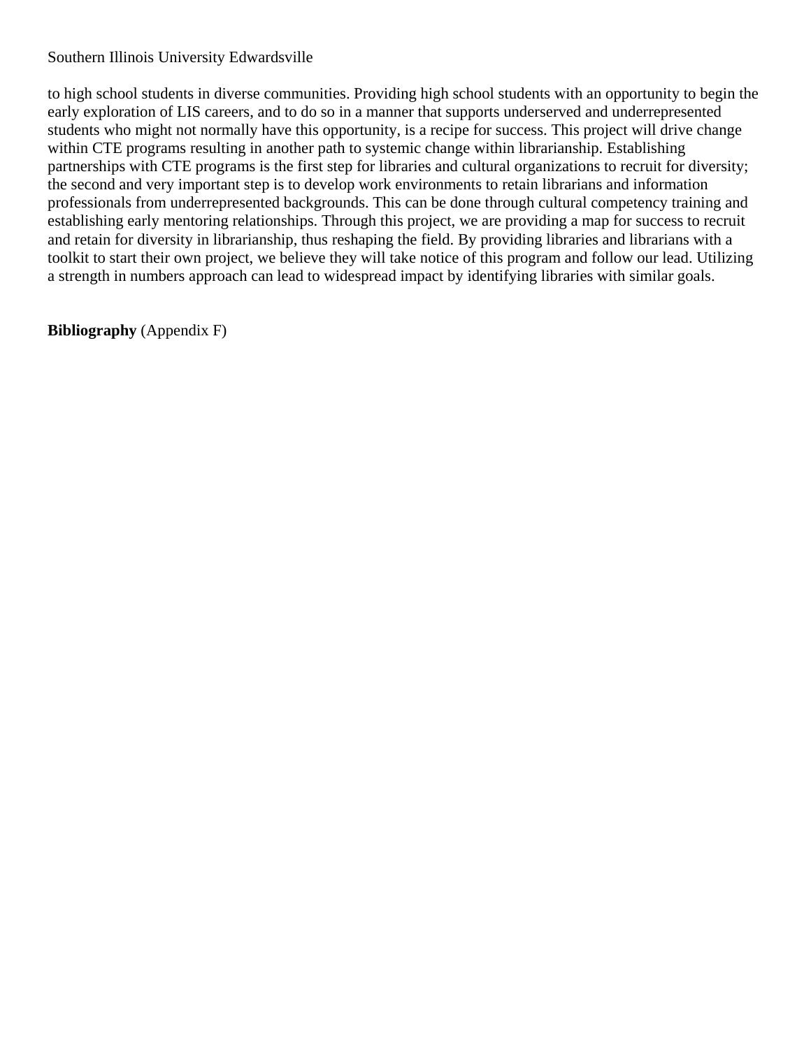to high school students in diverse communities. Providing high school students with an opportunity to begin the early exploration of LIS careers, and to do so in a manner that supports underserved and underrepresented students who might not normally have this opportunity, is a recipe for success. This project will drive change within CTE programs resulting in another path to systemic change within librarianship. Establishing partnerships with CTE programs is the first step for libraries and cultural organizations to recruit for diversity; the second and very important step is to develop work environments to retain librarians and information professionals from underrepresented backgrounds. This can be done through cultural competency training and establishing early mentoring relationships. Through this project, we are providing a map for success to recruit and retain for diversity in librarianship, thus reshaping the field. By providing libraries and librarians with a toolkit to start their own project, we believe they will take notice of this program and follow our lead. Utilizing a strength in numbers approach can lead to widespread impact by identifying libraries with similar goals.

**Bibliography** (Appendix F)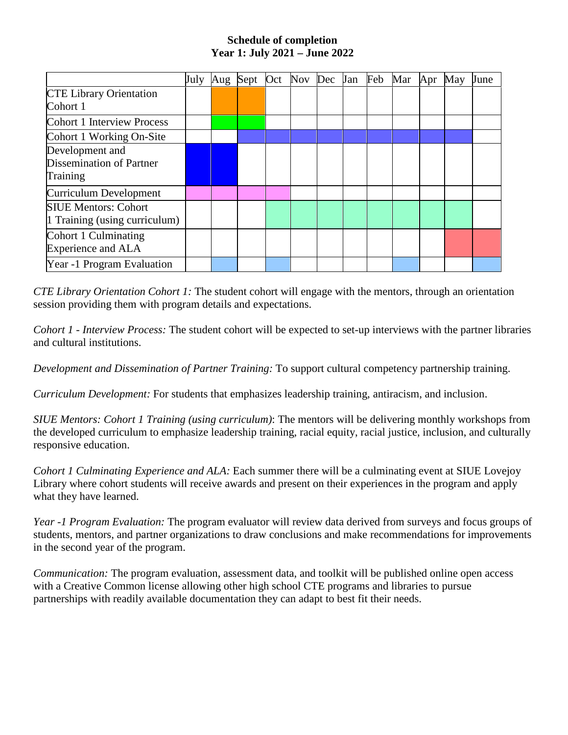**Schedule of completion**
**Year 1: July 2021 – June 2022**

| | July | Aug | Sept | Oct | Nov | Dec | Jan | Feb | Mar | Apr | May | June |
|---|---|---|---|---|---|---|---|---|---|---|---|---|
| CTE Library Orientation Cohort 1 | | ■ | ■ | | | | | | | | | |
| Cohort 1 Interview Process | | ■ | ■ | | | | | | | | | |
| Cohort 1 Working On-Site | | | ■ | ■ | ■ | ■ | ■ | ■ | ■ | ■ | ■ | |
| Development and Dissemination of Partner Training | ■ | ■ | | | | | | | | | | |
| Curriculum Development | ■ | ■ | ■ | ■ | | | | | | | | |
| SIUE Mentors: Cohort 1 Training (using curriculum) | | | | ■ | ■ | ■ | ■ | ■ | ■ | ■ | ■ | |
| Cohort 1 Culminating Experience and ALA | | | | | | | | | | | ■ | ■ |
| Year -1 Program Evaluation | | ■ | | ■ | | | | | ■ | | | ■ |

*CTE Library Orientation Cohort 1:* The student cohort will engage with the mentors, through an orientation session providing them with program details and expectations.

*Cohort 1 - Interview Process:* The student cohort will be expected to set-up interviews with the partner libraries and cultural institutions.

*Development and Dissemination of Partner Training:* To support cultural competency partnership training.

*Curriculum Development:* For students that emphasizes leadership training, antiracism, and inclusion.

*SIUE Mentors: Cohort 1 Training (using curriculum)*: The mentors will be delivering monthly workshops from the developed curriculum to emphasize leadership training, racial equity, racial justice, inclusion, and culturally responsive education.

*Cohort 1 Culminating Experience and ALA:* Each summer there will be a culminating event at SIUE Lovejoy Library where cohort students will receive awards and present on their experiences in the program and apply what they have learned.

*Year -1 Program Evaluation:* The program evaluator will review data derived from surveys and focus groups of students, mentors, and partner organizations to draw conclusions and make recommendations for improvements in the second year of the program.

*Communication:* The program evaluation, assessment data, and toolkit will be published online open access with a Creative Common license allowing other high school CTE programs and libraries to pursue partnerships with readily available documentation they can adapt to best fit their needs.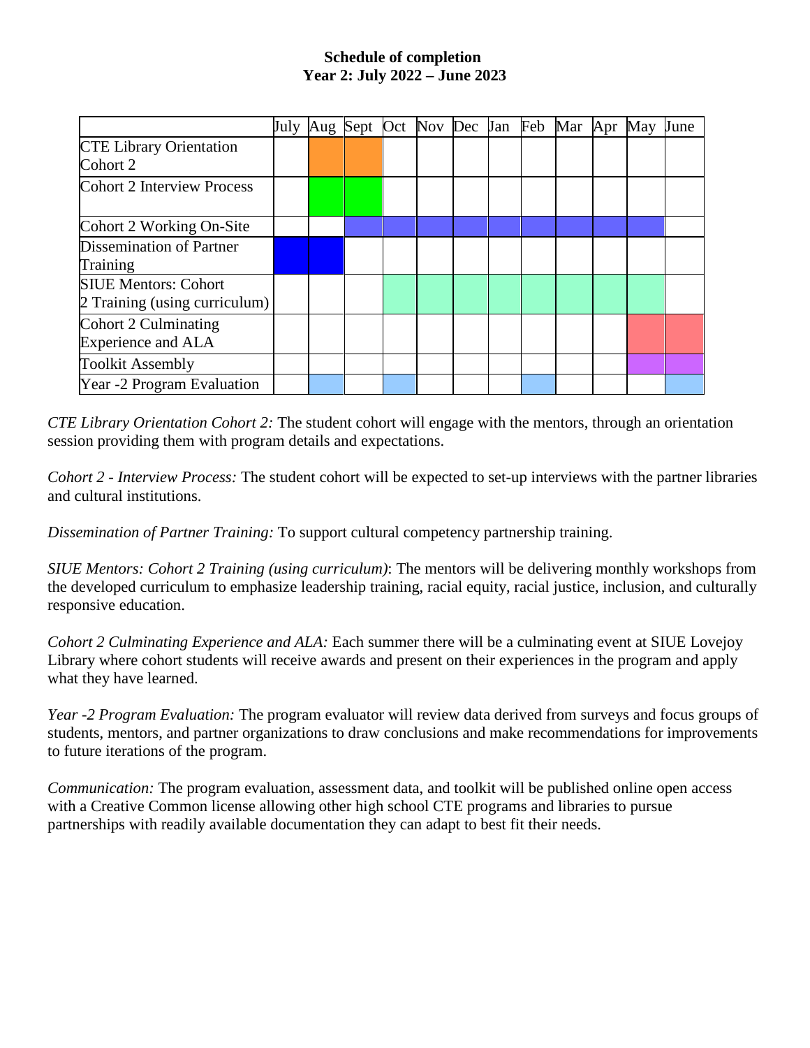**Schedule of completion**
**Year 2: July 2022 – June 2023**

| | July | Aug | Sept | Oct | Nov | Dec | Jan | Feb | Mar | Apr | May | June |
|---|---|---|---|---|---|---|---|---|---|---|---|---|
| CTE Library Orientation Cohort 2 | | X | X | | | | | | | | | |
| Cohort 2 Interview Process | | X | X | | | | | | | | | |
| Cohort 2 Working On-Site | | | X | X | X | X | X | X | X | X | X | |
| Dissemination of Partner Training | X | X | | | | | | | | | | |
| SIUE Mentors: Cohort 2 Training (using curriculum) | | | | X | X | X | X | X | X | X | X | |
| Cohort 2 Culminating Experience and ALA | | | | | | | | | | | X | X |
| Toolkit Assembly | | | | | | | | | | | X | X |
| Year -2 Program Evaluation | | X | | X | | | | X | | | | X |

*CTE Library Orientation Cohort 2:* The student cohort will engage with the mentors, through an orientation session providing them with program details and expectations.

*Cohort 2 - Interview Process:* The student cohort will be expected to set-up interviews with the partner libraries and cultural institutions.

*Dissemination of Partner Training:* To support cultural competency partnership training.

*SIUE Mentors: Cohort 2 Training (using curriculum)*: The mentors will be delivering monthly workshops from the developed curriculum to emphasize leadership training, racial equity, racial justice, inclusion, and culturally responsive education.

*Cohort 2 Culminating Experience and ALA:* Each summer there will be a culminating event at SIUE Lovejoy Library where cohort students will receive awards and present on their experiences in the program and apply what they have learned.

*Year -2 Program Evaluation:* The program evaluator will review data derived from surveys and focus groups of students, mentors, and partner organizations to draw conclusions and make recommendations for improvements to future iterations of the program.

*Communication:* The program evaluation, assessment data, and toolkit will be published online open access with a Creative Common license allowing other high school CTE programs and libraries to pursue partnerships with readily available documentation they can adapt to best fit their needs.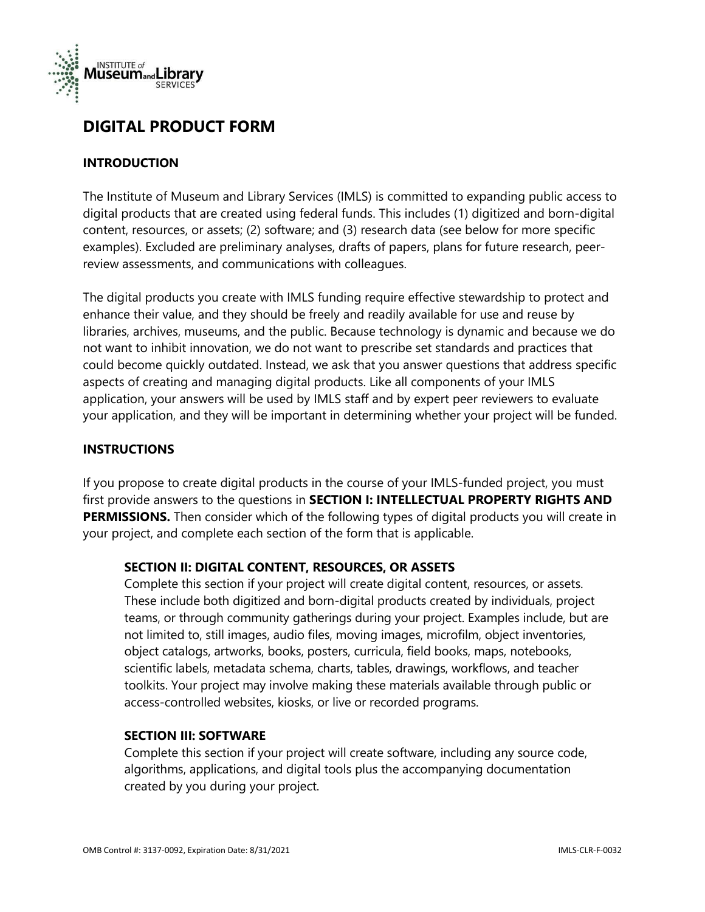# DIGITAL PRODUCT FORM

## INTRODUCTION

The Institute of Museum and Library Services (IMLS) is committed to expanding public access to digital products that are created using federal funds. This includes (1) digitized and born-digital content, resources, or assets; (2) software; and (3) research data (see below for more specific examples). Excluded are preliminary analyses, drafts of papers, plans for future research, peer-review assessments, and communications with colleagues.

The digital products you create with IMLS funding require effective stewardship to protect and enhance their value, and they should be freely and readily available for use and reuse by libraries, archives, museums, and the public. Because technology is dynamic and because we do not want to inhibit innovation, we do not want to prescribe set standards and practices that could become quickly outdated. Instead, we ask that you answer questions that address specific aspects of creating and managing digital products. Like all components of your IMLS application, your answers will be used by IMLS staff and by expert peer reviewers to evaluate your application, and they will be important in determining whether your project will be funded.

## INSTRUCTIONS

If you propose to create digital products in the course of your IMLS-funded project, you must first provide answers to the questions in **SECTION I: INTELLECTUAL PROPERTY RIGHTS AND PERMISSIONS.** Then consider which of the following types of digital products you will create in your project, and complete each section of the form that is applicable.

**SECTION II: DIGITAL CONTENT, RESOURCES, OR ASSETS**
Complete this section if your project will create digital content, resources, or assets. These include both digitized and born-digital products created by individuals, project teams, or through community gatherings during your project. Examples include, but are not limited to, still images, audio files, moving images, microfilm, object inventories, object catalogs, artworks, books, posters, curricula, field books, maps, notebooks, scientific labels, metadata schema, charts, tables, drawings, workflows, and teacher toolkits. Your project may involve making these materials available through public or access-controlled websites, kiosks, or live or recorded programs.

**SECTION III: SOFTWARE**
Complete this section if your project will create software, including any source code, algorithms, applications, and digital tools plus the accompanying documentation created by you during your project.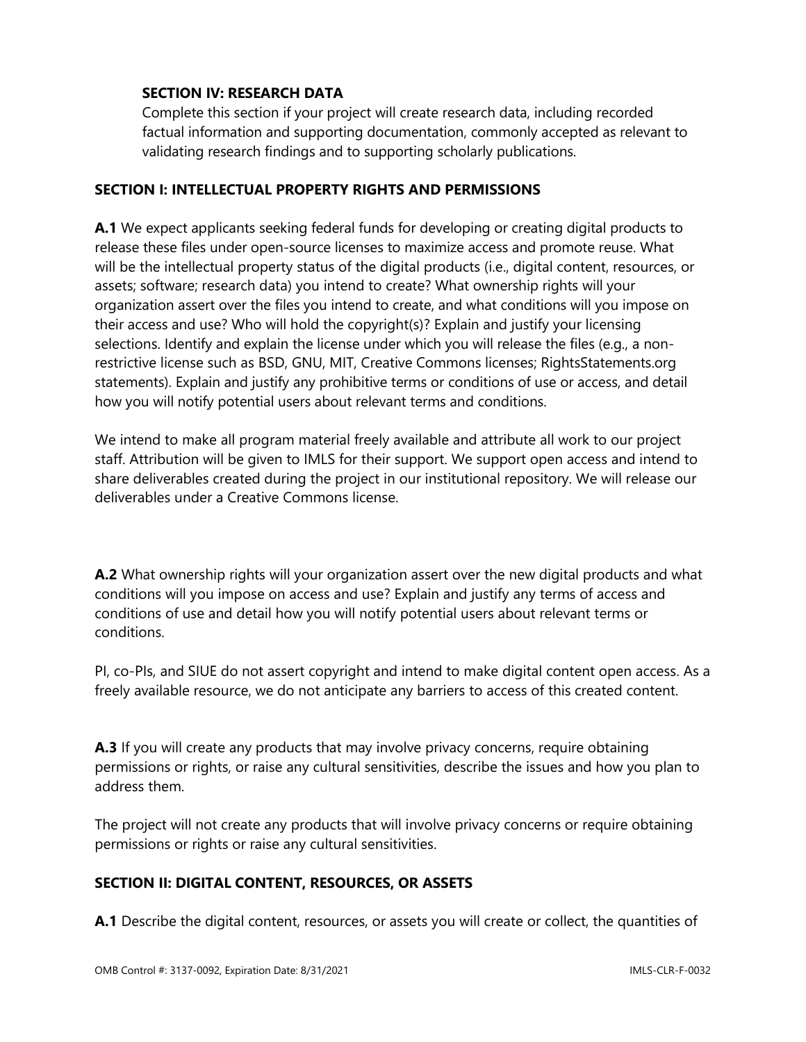**SECTION IV: RESEARCH DATA**

Complete this section if your project will create research data, including recorded factual information and supporting documentation, commonly accepted as relevant to validating research findings and to supporting scholarly publications.

## SECTION I: INTELLECTUAL PROPERTY RIGHTS AND PERMISSIONS

**A.1** We expect applicants seeking federal funds for developing or creating digital products to release these files under open-source licenses to maximize access and promote reuse. What will be the intellectual property status of the digital products (i.e., digital content, resources, or assets; software; research data) you intend to create? What ownership rights will your organization assert over the files you intend to create, and what conditions will you impose on their access and use? Who will hold the copyright(s)? Explain and justify your licensing selections. Identify and explain the license under which you will release the files (e.g., a non-restrictive license such as BSD, GNU, MIT, Creative Commons licenses; RightsStatements.org statements). Explain and justify any prohibitive terms or conditions of use or access, and detail how you will notify potential users about relevant terms and conditions.

We intend to make all program material freely available and attribute all work to our project staff. Attribution will be given to IMLS for their support. We support open access and intend to share deliverables created during the project in our institutional repository. We will release our deliverables under a Creative Commons license.

**A.2** What ownership rights will your organization assert over the new digital products and what conditions will you impose on access and use? Explain and justify any terms of access and conditions of use and detail how you will notify potential users about relevant terms or conditions.

PI, co-PIs, and SIUE do not assert copyright and intend to make digital content open access. As a freely available resource, we do not anticipate any barriers to access of this created content.

**A.3** If you will create any products that may involve privacy concerns, require obtaining permissions or rights, or raise any cultural sensitivities, describe the issues and how you plan to address them.

The project will not create any products that will involve privacy concerns or require obtaining permissions or rights or raise any cultural sensitivities.

## SECTION II: DIGITAL CONTENT, RESOURCES, OR ASSETS

**A.1** Describe the digital content, resources, or assets you will create or collect, the quantities of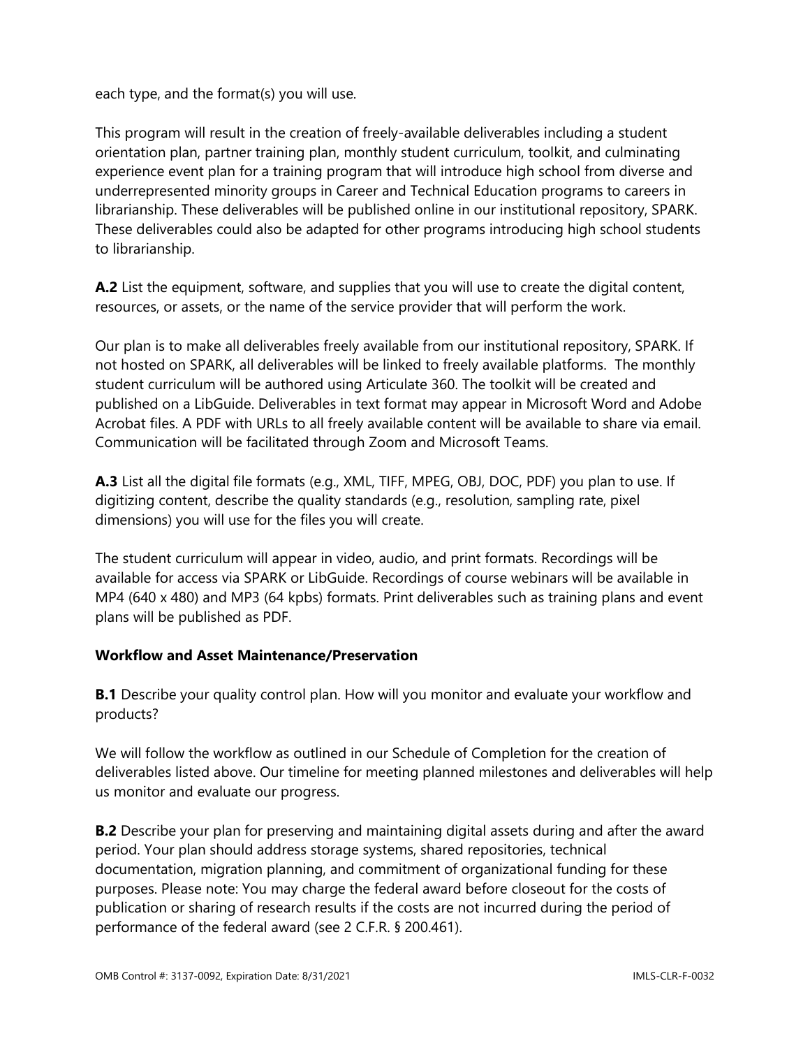each type, and the format(s) you will use.

This program will result in the creation of freely-available deliverables including a student orientation plan, partner training plan, monthly student curriculum, toolkit, and culminating experience event plan for a training program that will introduce high school from diverse and underrepresented minority groups in Career and Technical Education programs to careers in librarianship. These deliverables will be published online in our institutional repository, SPARK. These deliverables could also be adapted for other programs introducing high school students to librarianship.

**A.2** List the equipment, software, and supplies that you will use to create the digital content, resources, or assets, or the name of the service provider that will perform the work.

Our plan is to make all deliverables freely available from our institutional repository, SPARK. If not hosted on SPARK, all deliverables will be linked to freely available platforms. The monthly student curriculum will be authored using Articulate 360. The toolkit will be created and published on a LibGuide. Deliverables in text format may appear in Microsoft Word and Adobe Acrobat files. A PDF with URLs to all freely available content will be available to share via email. Communication will be facilitated through Zoom and Microsoft Teams.

**A.3** List all the digital file formats (e.g., XML, TIFF, MPEG, OBJ, DOC, PDF) you plan to use. If digitizing content, describe the quality standards (e.g., resolution, sampling rate, pixel dimensions) you will use for the files you will create.

The student curriculum will appear in video, audio, and print formats. Recordings will be available for access via SPARK or LibGuide. Recordings of course webinars will be available in MP4 (640 x 480) and MP3 (64 kpbs) formats. Print deliverables such as training plans and event plans will be published as PDF.

**Workflow and Asset Maintenance/Preservation**

**B.1** Describe your quality control plan. How will you monitor and evaluate your workflow and products?

We will follow the workflow as outlined in our Schedule of Completion for the creation of deliverables listed above. Our timeline for meeting planned milestones and deliverables will help us monitor and evaluate our progress.

**B.2** Describe your plan for preserving and maintaining digital assets during and after the award period. Your plan should address storage systems, shared repositories, technical documentation, migration planning, and commitment of organizational funding for these purposes. Please note: You may charge the federal award before closeout for the costs of publication or sharing of research results if the costs are not incurred during the period of performance of the federal award (see 2 C.F.R. § 200.461).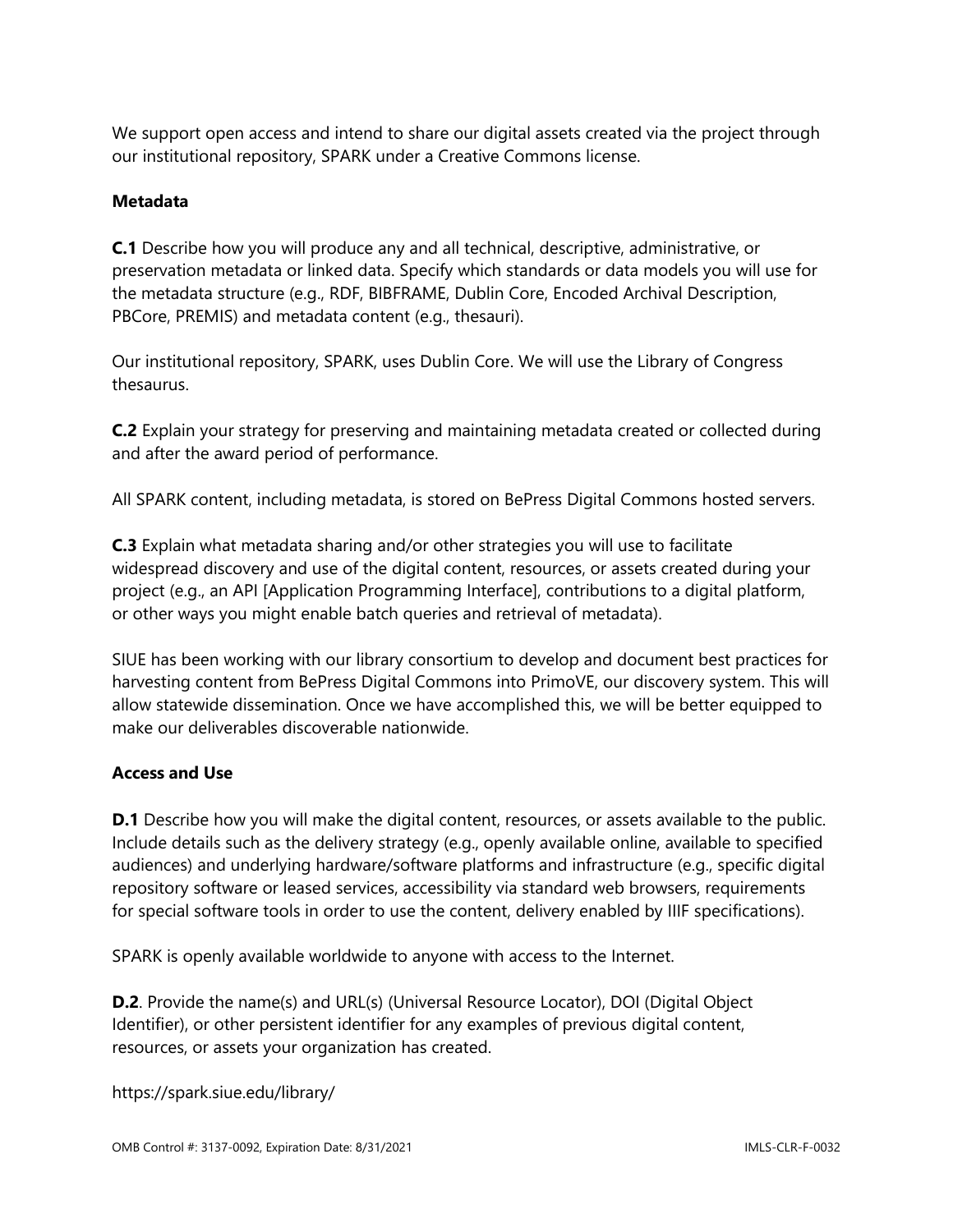We support open access and intend to share our digital assets created via the project through our institutional repository, SPARK under a Creative Commons license.

**Metadata**

**C.1** Describe how you will produce any and all technical, descriptive, administrative, or preservation metadata or linked data. Specify which standards or data models you will use for the metadata structure (e.g., RDF, BIBFRAME, Dublin Core, Encoded Archival Description, PBCore, PREMIS) and metadata content (e.g., thesauri).

Our institutional repository, SPARK, uses Dublin Core. We will use the Library of Congress thesaurus.

**C.2** Explain your strategy for preserving and maintaining metadata created or collected during and after the award period of performance.

All SPARK content, including metadata, is stored on BePress Digital Commons hosted servers.

**C.3** Explain what metadata sharing and/or other strategies you will use to facilitate widespread discovery and use of the digital content, resources, or assets created during your project (e.g., an API [Application Programming Interface], contributions to a digital platform, or other ways you might enable batch queries and retrieval of metadata).

SIUE has been working with our library consortium to develop and document best practices for harvesting content from BePress Digital Commons into PrimoVE, our discovery system. This will allow statewide dissemination. Once we have accomplished this, we will be better equipped to make our deliverables discoverable nationwide.

**Access and Use**

**D.1** Describe how you will make the digital content, resources, or assets available to the public. Include details such as the delivery strategy (e.g., openly available online, available to specified audiences) and underlying hardware/software platforms and infrastructure (e.g., specific digital repository software or leased services, accessibility via standard web browsers, requirements for special software tools in order to use the content, delivery enabled by IIIF specifications).

SPARK is openly available worldwide to anyone with access to the Internet.

**D.2**. Provide the name(s) and URL(s) (Universal Resource Locator), DOI (Digital Object Identifier), or other persistent identifier for any examples of previous digital content, resources, or assets your organization has created.

https://spark.siue.edu/library/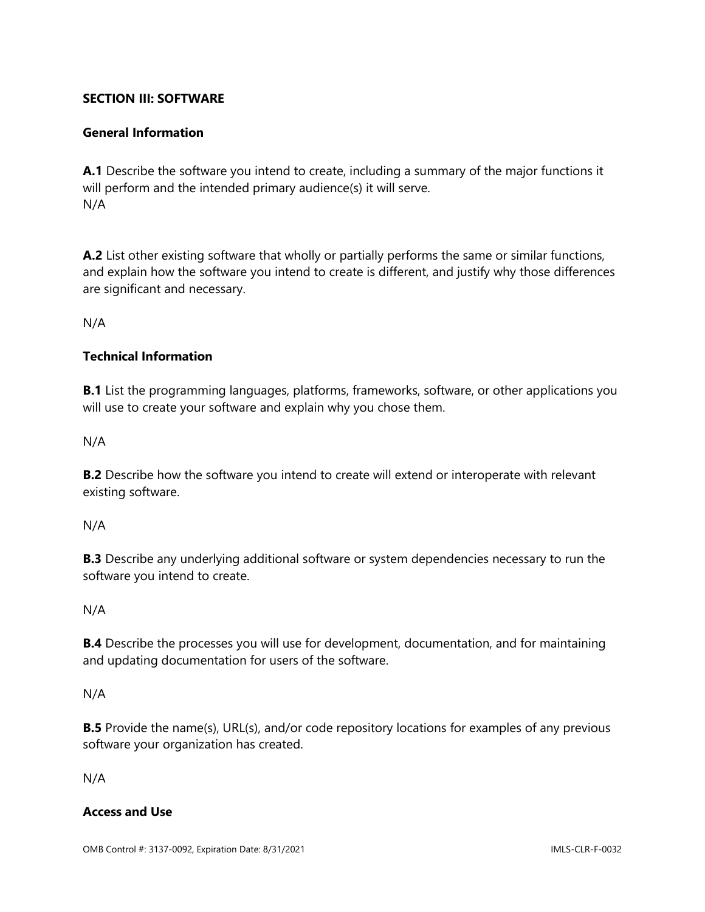**SECTION III: SOFTWARE**

**General Information**

**A.1** Describe the software you intend to create, including a summary of the major functions it will perform and the intended primary audience(s) it will serve.
N/A

**A.2** List other existing software that wholly or partially performs the same or similar functions, and explain how the software you intend to create is different, and justify why those differences are significant and necessary.

N/A

**Technical Information**

**B.1** List the programming languages, platforms, frameworks, software, or other applications you will use to create your software and explain why you chose them.

N/A

**B.2** Describe how the software you intend to create will extend or interoperate with relevant existing software.

N/A

**B.3** Describe any underlying additional software or system dependencies necessary to run the software you intend to create.

N/A

**B.4** Describe the processes you will use for development, documentation, and for maintaining and updating documentation for users of the software.

N/A

**B.5** Provide the name(s), URL(s), and/or code repository locations for examples of any previous software your organization has created.

N/A

**Access and Use**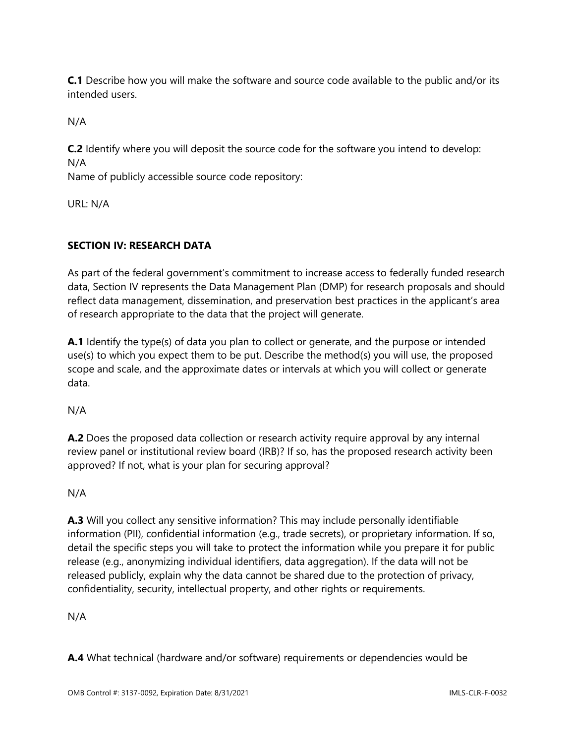**C.1** Describe how you will make the software and source code available to the public and/or its intended users.

N/A

**C.2** Identify where you will deposit the source code for the software you intend to develop:
N/A
Name of publicly accessible source code repository:

URL: N/A

## SECTION IV: RESEARCH DATA

As part of the federal government's commitment to increase access to federally funded research data, Section IV represents the Data Management Plan (DMP) for research proposals and should reflect data management, dissemination, and preservation best practices in the applicant's area of research appropriate to the data that the project will generate.

**A.1** Identify the type(s) of data you plan to collect or generate, and the purpose or intended use(s) to which you expect them to be put. Describe the method(s) you will use, the proposed scope and scale, and the approximate dates or intervals at which you will collect or generate data.

N/A

**A.2** Does the proposed data collection or research activity require approval by any internal review panel or institutional review board (IRB)? If so, has the proposed research activity been approved? If not, what is your plan for securing approval?

N/A

**A.3** Will you collect any sensitive information? This may include personally identifiable information (PII), confidential information (e.g., trade secrets), or proprietary information. If so, detail the specific steps you will take to protect the information while you prepare it for public release (e.g., anonymizing individual identifiers, data aggregation). If the data will not be released publicly, explain why the data cannot be shared due to the protection of privacy, confidentiality, security, intellectual property, and other rights or requirements.

N/A

**A.4** What technical (hardware and/or software) requirements or dependencies would be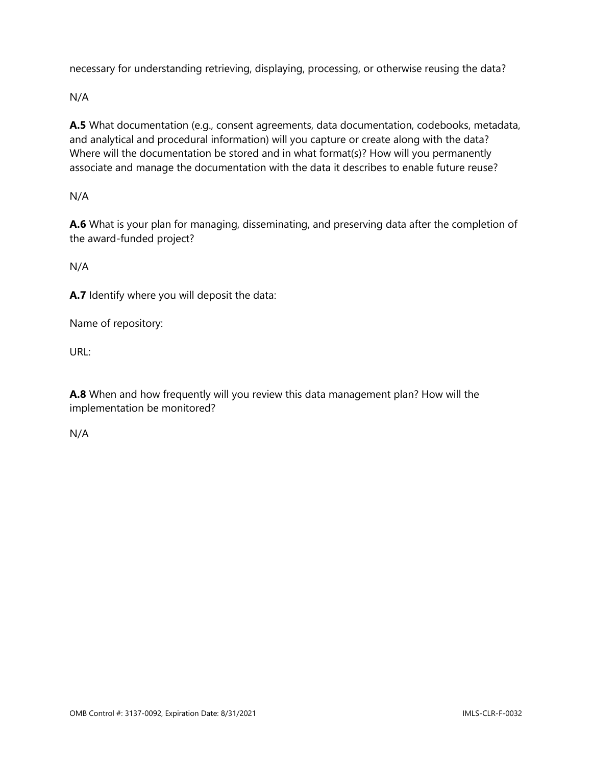necessary for understanding retrieving, displaying, processing, or otherwise reusing the data?

N/A

**A.5** What documentation (e.g., consent agreements, data documentation, codebooks, metadata, and analytical and procedural information) will you capture or create along with the data? Where will the documentation be stored and in what format(s)? How will you permanently associate and manage the documentation with the data it describes to enable future reuse?

N/A

**A.6** What is your plan for managing, disseminating, and preserving data after the completion of the award-funded project?

N/A

**A.7** Identify where you will deposit the data:

Name of repository:

URL:

**A.8** When and how frequently will you review this data management plan? How will the implementation be monitored?

N/A

OMB Control #: 3137-0092, Expiration Date: 8/31/2021 IMLS-CLR-F-0032